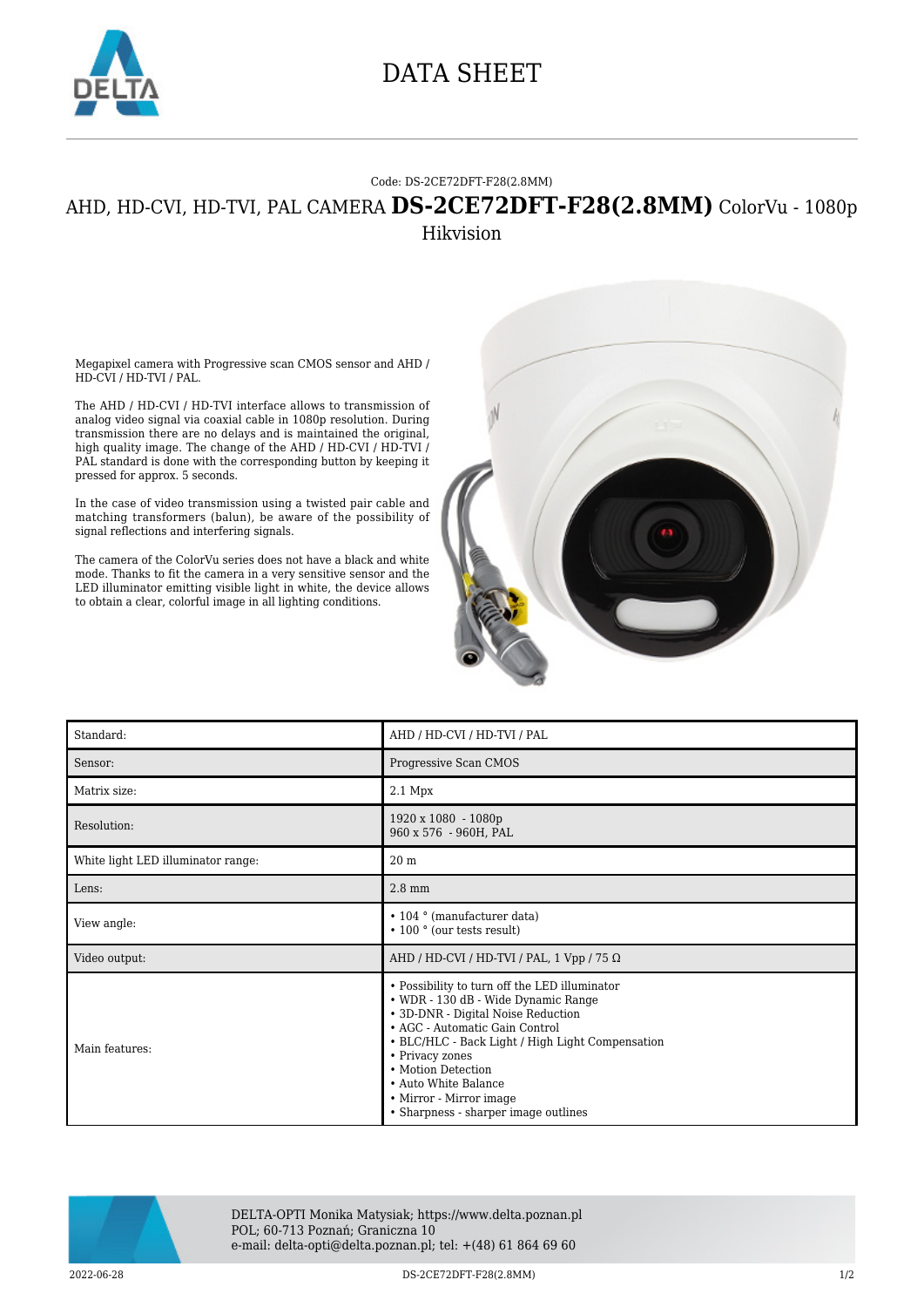# DATA SHEET

Code: DS-2CE72DFT-F28(2.8MM)

## AHD, HD-CVI, HD-TVI, PAL CAMERA **DS-2CE72DFT-F28(2.8MM)** ColorVu - 1080p Hikvision

Megapixel camera with Progressive scan CMOS sensor and AHD / HD-CVI / HD-TVI / PAL.

The AHD / HD-CVI / HD-TVI interface allows to transmission of analog video signal via coaxial cable in 1080p resolution. During transmission there are no delays and is maintained the original, high quality image. The change of the AHD / HD-CVI / HD-TVI / PAL standard is done with the corresponding button by keeping it pressed for approx. 5 seconds.

In the case of video transmission using a twisted pair cable and matching transformers (balun), be aware of the possibility of signal reflections and interfering signals.

The camera of the ColorVu series does not have a black and white mode. Thanks to fit the camera in a very sensitive sensor and the LED illuminator emitting visible light in white, the device allows to obtain a clear, colorful image in all lighting conditions.

| | |
|---|---|
| Standard: | AHD / HD-CVI / HD-TVI / PAL |
| Sensor: | Progressive Scan CMOS |
| Matrix size: | 2.1 Mpx |
| Resolution: | 1920 x 1080 - 1080p<br>960 x 576 - 960H, PAL |
| White light LED illuminator range: | 20 m |
| Lens: | 2.8 mm |
| View angle: | • 104 ° (manufacturer data)<br>• 100 ° (our tests result) |
| Video output: | AHD / HD-CVI / HD-TVI / PAL, 1 Vpp / 75 Ω |
| Main features: | • Possibility to turn off the LED illuminator<br>• WDR - 130 dB - Wide Dynamic Range<br>• 3D-DNR - Digital Noise Reduction<br>• AGC - Automatic Gain Control<br>• BLC/HLC - Back Light / High Light Compensation<br>• Privacy zones<br>• Motion Detection<br>• Auto White Balance<br>• Mirror - Mirror image<br>• Sharpness - sharper image outlines |

DELTA-OPTI Monika Matysiak; https://www.delta.poznan.pl
POL; 60-713 Poznań; Graniczna 10
e-mail: delta-opti@delta.poznan.pl; tel: +(48) 61 864 69 60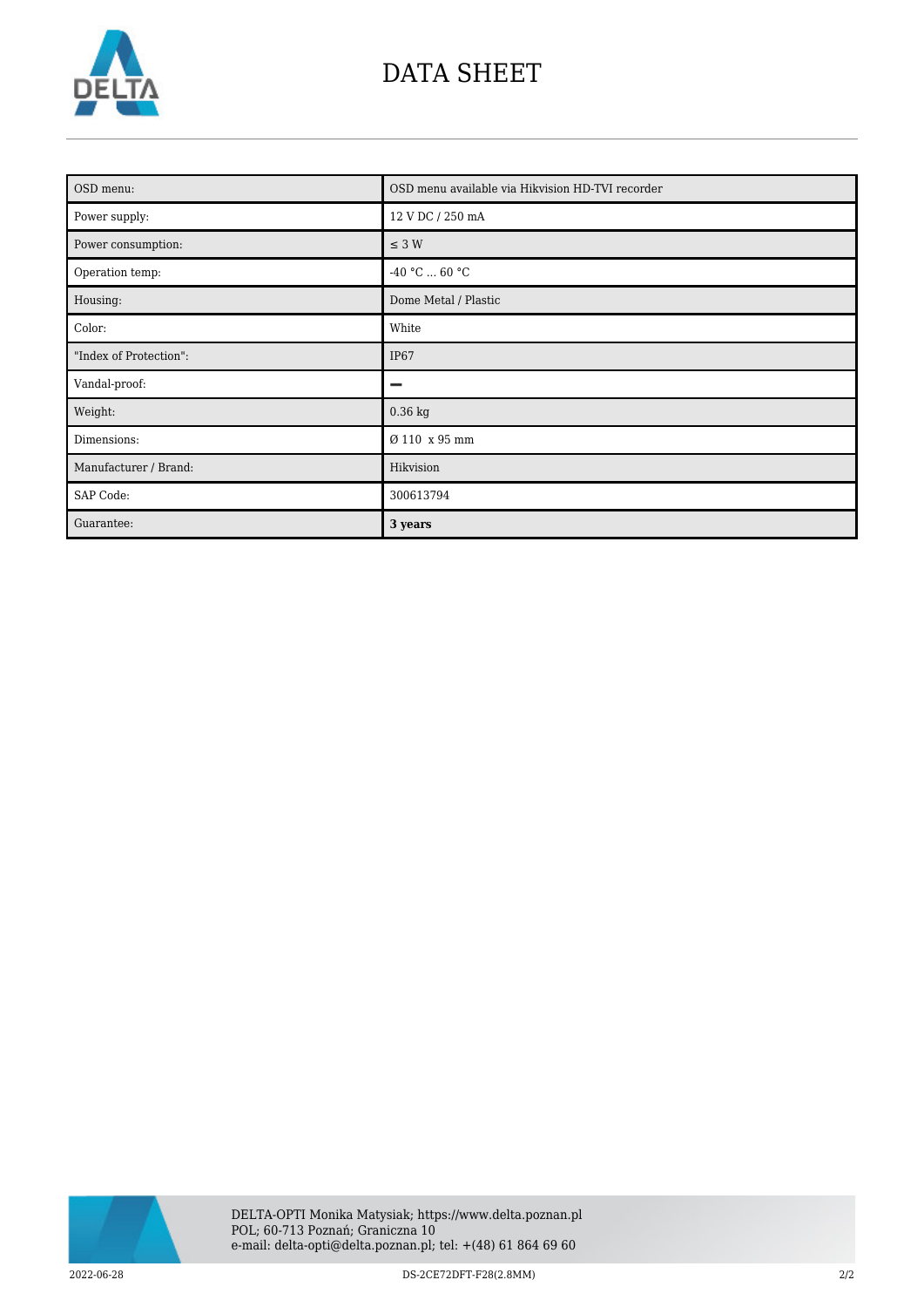# DATA SHEET

| | |
|---|---|
| OSD menu: | OSD menu available via Hikvision HD-TVI recorder |
| Power supply: | 12 V DC / 250 mA |
| Power consumption: | ≤ 3 W |
| Operation temp: | -40 °C ... 60 °C |
| Housing: | Dome Metal / Plastic |
| Color: | White |
| "Index of Protection": | IP67 |
| Vandal-proof: | – |
| Weight: | 0.36 kg |
| Dimensions: | Ø 110 x 95 mm |
| Manufacturer / Brand: | Hikvision |
| SAP Code: | 300613794 |
| Guarantee: | **3 years** |

DELTA-OPTI Monika Matysiak; https://www.delta.poznan.pl
POL; 60-713 Poznań; Graniczna 10
e-mail: delta-opti@delta.poznan.pl; tel: +(48) 61 864 69 60

2022-06-28 DS-2CE72DFT-F28(2.8MM)